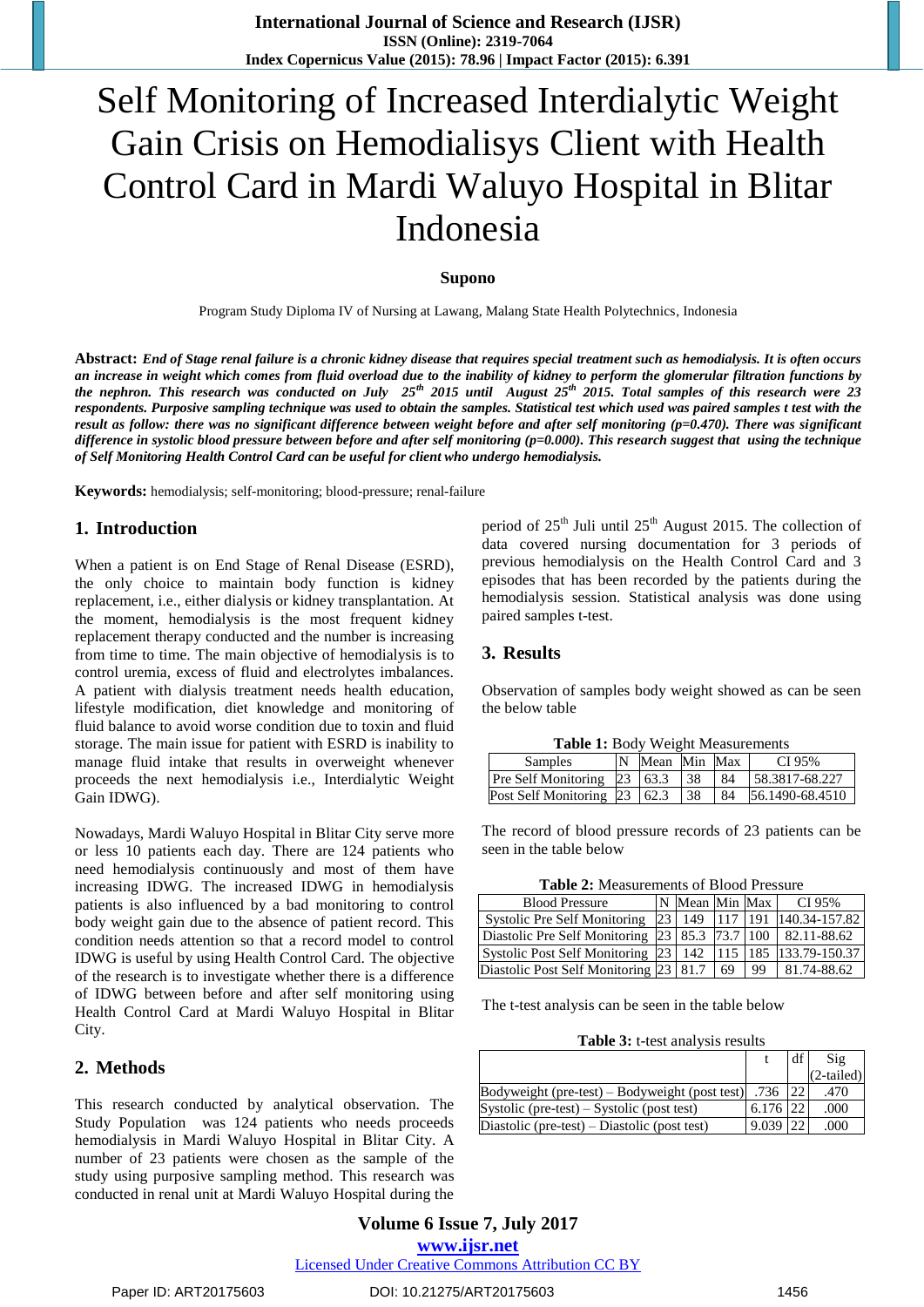# Self Monitoring of Increased Interdialytic Weight Gain Crisis on Hemodialisys Client with Health Control Card in Mardi Waluyo Hospital in Blitar Indonesia

**Supono**

Program Study Diploma IV of Nursing at Lawang, Malang State Health Polytechnics, Indonesia

**Abstract:** ***End of Stage renal failure is a chronic kidney disease that requires special treatment such as hemodialysis. It is often occurs an increase in weight which comes from fluid overload due to the inability of kidney to perform the glomerular filtration functions by the nephron. This research was conducted on July 25th 2015 until August 25th 2015. Total samples of this research were 23 respondents. Purposive sampling technique was used to obtain the samples. Statistical test which used was paired samples t test with the result as follow: there was no significant difference between weight before and after self monitoring (p=0.470). There was significant difference in systolic blood pressure between before and after self monitoring (p=0.000). This research suggest that using the technique of Self Monitoring Health Control Card can be useful for client who undergo hemodialysis.***

**Keywords:** hemodialysis; self-monitoring; blood-pressure; renal-failure

## 1. Introduction

When a patient is on End Stage of Renal Disease (ESRD), the only choice to maintain body function is kidney replacement, i.e., either dialysis or kidney transplantation. At the moment, hemodialysis is the most frequent kidney replacement therapy conducted and the number is increasing from time to time. The main objective of hemodialysis is to control uremia, excess of fluid and electrolytes imbalances. A patient with dialysis treatment needs health education, lifestyle modification, diet knowledge and monitoring of fluid balance to avoid worse condition due to toxin and fluid storage. The main issue for patient with ESRD is inability to manage fluid intake that results in overweight whenever proceeds the next hemodialysis i.e., Interdialytic Weight Gain IDWG).

Nowadays, Mardi Waluyo Hospital in Blitar City serve more or less 10 patients each day. There are 124 patients who need hemodialysis continuously and most of them have increasing IDWG. The increased IDWG in hemodialysis patients is also influenced by a bad monitoring to control body weight gain due to the absence of patient record. This condition needs attention so that a record model to control IDWG is useful by using Health Control Card. The objective of the research is to investigate whether there is a difference of IDWG between before and after self monitoring using Health Control Card at Mardi Waluyo Hospital in Blitar City.

## 2. Methods

This research conducted by analytical observation. The Study Population was 124 patients who needs proceeds hemodialysis in Mardi Waluyo Hospital in Blitar City. A number of 23 patients were chosen as the sample of the study using purposive sampling method. This research was conducted in renal unit at Mardi Waluyo Hospital during the period of 25th Juli until 25th August 2015. The collection of data covered nursing documentation for 3 periods of previous hemodialysis on the Health Control Card and 3 episodes that has been recorded by the patients during the hemodialysis session. Statistical analysis was done using paired samples t-test.

## 3. Results

Observation of samples body weight showed as can be seen the below table

**Table 1:** Body Weight Measurements

| Samples | N | Mean | Min | Max | CI 95% |
|---|---|---|---|---|---|
| Pre Self Monitoring | 23 | 63.3 | 38 | 84 | 58.3817-68.227 |
| Post Self Monitoring | 23 | 62.3 | 38 | 84 | 56.1490-68.4510 |

The record of blood pressure records of 23 patients can be seen in the table below

**Table 2:** Measurements of Blood Pressure

| Blood Pressure | N | Mean | Min | Max | CI 95% |
|---|---|---|---|---|---|
| Systolic Pre Self Monitoring | 23 | 149 | 117 | 191 | 140.34-157.82 |
| Diastolic Pre Self Monitoring | 23 | 85.3 | 73.7 | 100 | 82.11-88.62 |
| Systolic Post Self Monitoring | 23 | 142 | 115 | 185 | 133.79-150.37 |
| Diastolic Post Self Monitoring | 23 | 81.7 | 69 | 99 | 81.74-88.62 |

The t-test analysis can be seen in the table below

**Table 3:** t-test analysis results

| | t | df | Sig (2-tailed) |
|---|---|---|---|
| Bodyweight (pre-test) – Bodyweight (post test) | .736 | 22 | .470 |
| Systolic (pre-test) – Systolic (post test) | 6.176 | 22 | .000 |
| Diastolic (pre-test) – Diastolic (post test) | 9.039 | 22 | .000 |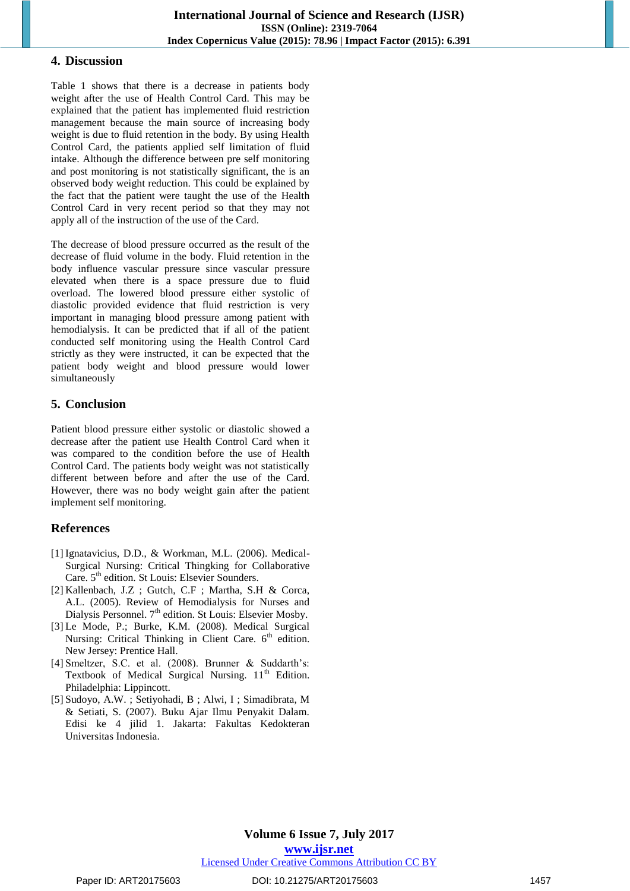## 4. Discussion

Table 1 shows that there is a decrease in patients body weight after the use of Health Control Card. This may be explained that the patient has implemented fluid restriction management because the main source of increasing body weight is due to fluid retention in the body. By using Health Control Card, the patients applied self limitation of fluid intake. Although the difference between pre self monitoring and post monitoring is not statistically significant, the is an observed body weight reduction. This could be explained by the fact that the patient were taught the use of the Health Control Card in very recent period so that they may not apply all of the instruction of the use of the Card.

The decrease of blood pressure occurred as the result of the decrease of fluid volume in the body. Fluid retention in the body influence vascular pressure since vascular pressure elevated when there is a space pressure due to fluid overload. The lowered blood pressure either systolic of diastolic provided evidence that fluid restriction is very important in managing blood pressure among patient with hemodialysis. It can be predicted that if all of the patient conducted self monitoring using the Health Control Card strictly as they were instructed, it can be expected that the patient body weight and blood pressure would lower simultaneously

## 5. Conclusion

Patient blood pressure either systolic or diastolic showed a decrease after the patient use Health Control Card when it was compared to the condition before the use of Health Control Card. The patients body weight was not statistically different between before and after the use of the Card. However, there was no body weight gain after the patient implement self monitoring.

## References

[1] Ignatavicius, D.D., & Workman, M.L. (2006). Medical-Surgical Nursing: Critical Thingking for Collaborative Care. 5th edition. St Louis: Elsevier Sounders.

[2] Kallenbach, J.Z ; Gutch, C.F ; Martha, S.H & Corca, A.L. (2005). Review of Hemodialysis for Nurses and Dialysis Personnel. 7th edition. St Louis: Elsevier Mosby.

[3] Le Mode, P.; Burke, K.M. (2008). Medical Surgical Nursing: Critical Thinking in Client Care. 6th edition. New Jersey: Prentice Hall.

[4] Smeltzer, S.C. et al. (2008). Brunner & Suddarth's: Textbook of Medical Surgical Nursing. 11th Edition. Philadelphia: Lippincott.

[5] Sudoyo, A.W. ; Setiyohadi, B ; Alwi, I ; Simadibrata, M & Setiati, S. (2007). Buku Ajar Ilmu Penyakit Dalam. Edisi ke 4 jilid 1. Jakarta: Fakultas Kedokteran Universitas Indonesia.